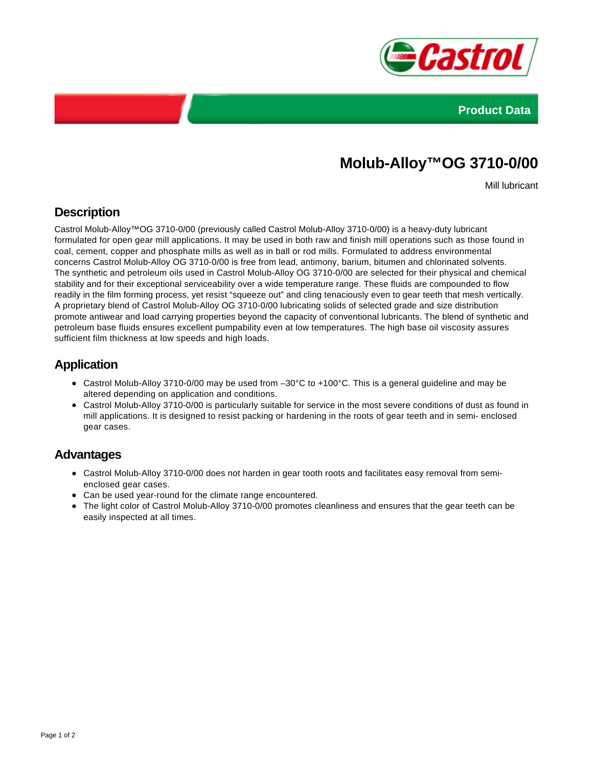Product Data

# Molub-Alloy™OG 3710-0/00

Mill lubricant

## Description

Castrol Molub-Alloy™OG 3710-0/00 (previously called Castrol Molub-Alloy 3710-0/00) is a heavy-duty lubricant formulated for open gear mill applications. It may be used in both raw and finish mill operations such as those found in coal, cement, copper and phosphate mills as well as in ball or rod mills. Formulated to address environmental concerns Castrol Molub-Alloy OG 3710-0/00 is free from lead, antimony, barium, bitumen and chlorinated solvents. The synthetic and petroleum oils used in Castrol Molub-Alloy OG 3710-0/00 are selected for their physical and chemical stability and for their exceptional serviceability over a wide temperature range. These fluids are compounded to flow readily in the film forming process, yet resist "squeeze out" and cling tenaciously even to gear teeth that mesh vertically. A proprietary blend of Castrol Molub-Alloy OG 3710-0/00 lubricating solids of selected grade and size distribution promote antiwear and load carrying properties beyond the capacity of conventional lubricants. The blend of synthetic and petroleum base fluids ensures excellent pumpability even at low temperatures. The high base oil viscosity assures sufficient film thickness at low speeds and high loads.

## Application

- Castrol Molub-Alloy 3710-0/00 may be used from –30°C to +100°C. This is a general guideline and may be altered depending on application and conditions.
- Castrol Molub-Alloy 3710-0/00 is particularly suitable for service in the most severe conditions of dust as found in mill applications. It is designed to resist packing or hardening in the roots of gear teeth and in semi- enclosed gear cases.

## Advantages

- Castrol Molub-Alloy 3710-0/00 does not harden in gear tooth roots and facilitates easy removal from semi-enclosed gear cases.
- Can be used year-round for the climate range encountered.
- The light color of Castrol Molub-Alloy 3710-0/00 promotes cleanliness and ensures that the gear teeth can be easily inspected at all times.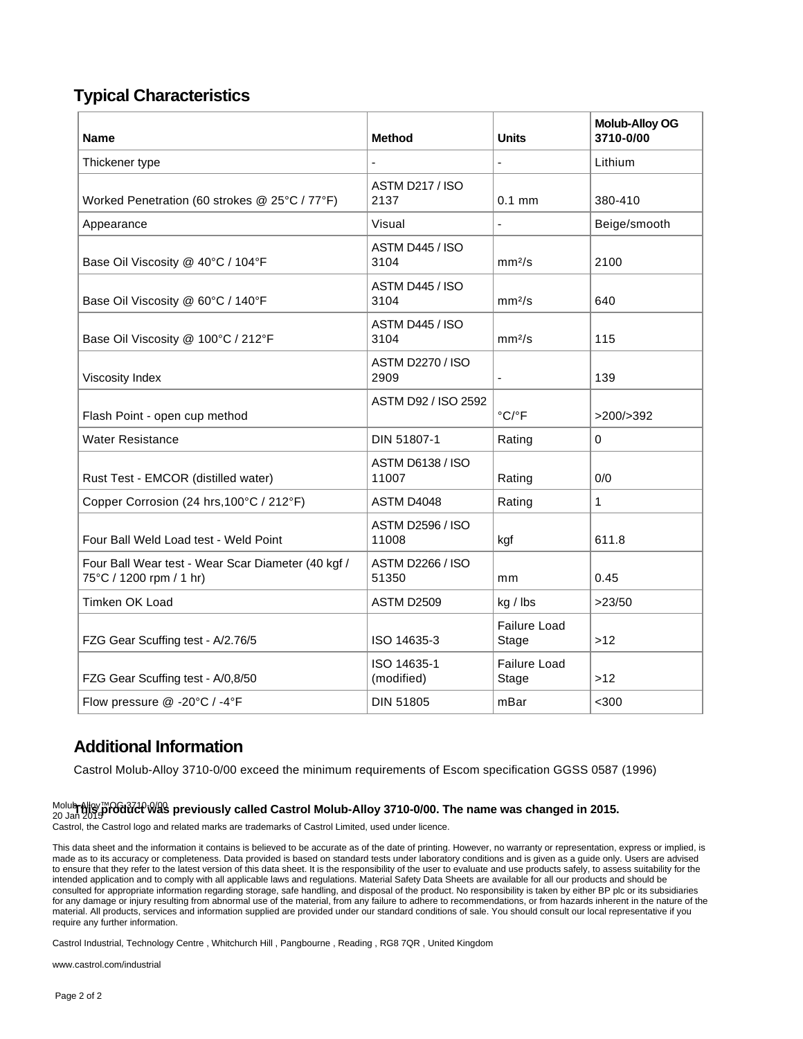## Typical Characteristics

| Name | Method | Units | Molub-Alloy OG 3710-0/00 |
| --- | --- | --- | --- |
| Thickener type | - | - | Lithium |
| Worked Penetration (60 strokes @ 25°C / 77°F) | ASTM D217 / ISO 2137 | 0.1 mm | 380-410 |
| Appearance | Visual | - | Beige/smooth |
| Base Oil Viscosity @ 40°C / 104°F | ASTM D445 / ISO 3104 | mm²/s | 2100 |
| Base Oil Viscosity @ 60°C / 140°F | ASTM D445 / ISO 3104 | mm²/s | 640 |
| Base Oil Viscosity @ 100°C / 212°F | ASTM D445 / ISO 3104 | mm²/s | 115 |
| Viscosity Index | ASTM D2270 / ISO 2909 | - | 139 |
| Flash Point - open cup method | ASTM D92 / ISO 2592 | °C/°F | >200/>392 |
| Water Resistance | DIN 51807-1 | Rating | 0 |
| Rust Test - EMCOR (distilled water) | ASTM D6138 / ISO 11007 | Rating | 0/0 |
| Copper Corrosion (24 hrs,100°C / 212°F) | ASTM D4048 | Rating | 1 |
| Four Ball Weld Load test - Weld Point | ASTM D2596 / ISO 11008 | kgf | 611.8 |
| Four Ball Wear test - Wear Scar Diameter (40 kgf / 75°C / 1200 rpm / 1 hr) | ASTM D2266 / ISO 51350 | mm | 0.45 |
| Timken OK Load | ASTM D2509 | kg / lbs | >23/50 |
| FZG Gear Scuffing test - A/2.76/5 | ISO 14635-3 | Failure Load Stage | >12 |
| FZG Gear Scuffing test - A/0,8/50 | ISO 14635-1 (modified) | Failure Load Stage | >12 |
| Flow pressure @ -20°C / -4°F | DIN 51805 | mBar | <300 |

## Additional Information

Castrol Molub-Alloy 3710-0/00 exceed the minimum requirements of Escom specification GGSS 0587 (1996)

**This product was previously called Castrol Molub-Alloy 3710-0/00. The name was changed in 2015.**

Molub-Alloy™OG 3710-0/00
20 Jan 2015

Castrol, the Castrol logo and related marks are trademarks of Castrol Limited, used under licence.

This data sheet and the information it contains is believed to be accurate as of the date of printing. However, no warranty or representation, express or implied, is made as to its accuracy or completeness. Data provided is based on standard tests under laboratory conditions and is given as a guide only. Users are advised to ensure that they refer to the latest version of this data sheet. It is the responsibility of the user to evaluate and use products safely, to assess suitability for the intended application and to comply with all applicable laws and regulations. Material Safety Data Sheets are available for all our products and should be consulted for appropriate information regarding storage, safe handling, and disposal of the product. No responsibility is taken by either BP plc or its subsidiaries for any damage or injury resulting from abnormal use of the material, from any failure to adhere to recommendations, or from hazards inherent in the nature of the material. All products, services and information supplied are provided under our standard conditions of sale. You should consult our local representative if you require any further information.

Castrol Industrial, Technology Centre , Whitchurch Hill , Pangbourne , Reading , RG8 7QR , United Kingdom

www.castrol.com/industrial